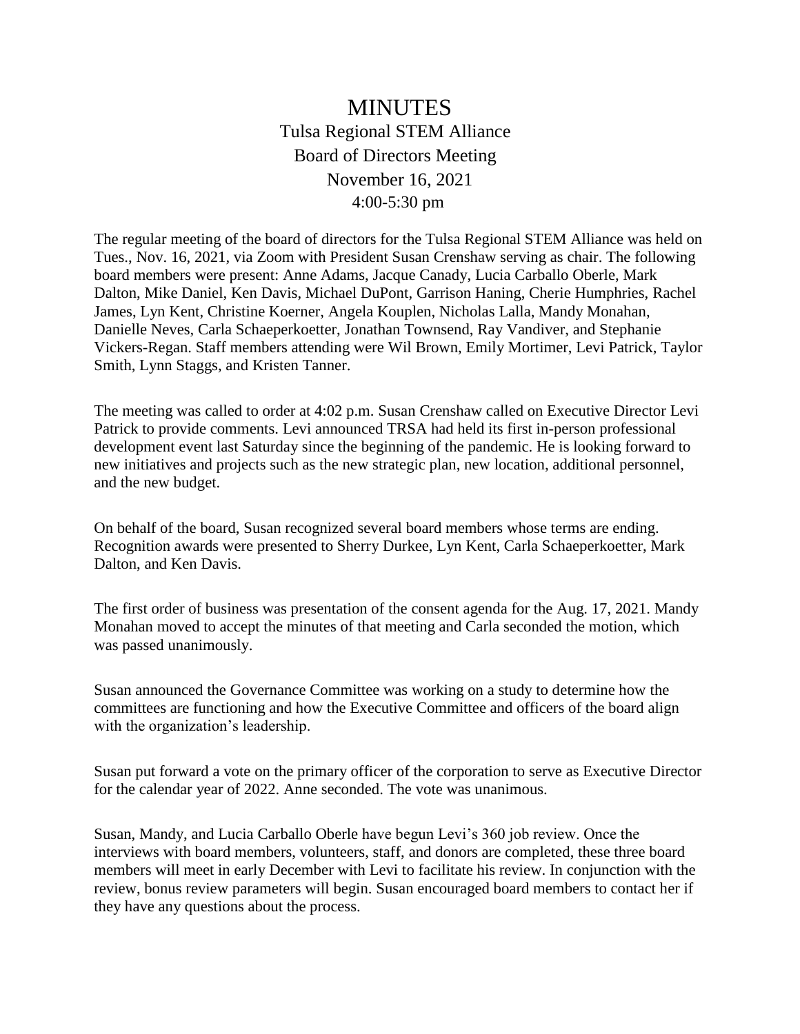# MINUTES

## Tulsa Regional STEM Alliance
## Board of Directors Meeting
## November 16, 2021
## 4:00-5:30 pm

The regular meeting of the board of directors for the Tulsa Regional STEM Alliance was held on Tues., Nov. 16, 2021, via Zoom with President Susan Crenshaw serving as chair. The following board members were present: Anne Adams, Jacque Canady, Lucia Carballo Oberle, Mark Dalton, Mike Daniel, Ken Davis, Michael DuPont, Garrison Haning, Cherie Humphries, Rachel James, Lyn Kent, Christine Koerner, Angela Kouplen, Nicholas Lalla, Mandy Monahan, Danielle Neves, Carla Schaeperkoetter, Jonathan Townsend, Ray Vandiver, and Stephanie Vickers-Regan. Staff members attending were Wil Brown, Emily Mortimer, Levi Patrick, Taylor Smith, Lynn Staggs, and Kristen Tanner.

The meeting was called to order at 4:02 p.m. Susan Crenshaw called on Executive Director Levi Patrick to provide comments. Levi announced TRSA had held its first in-person professional development event last Saturday since the beginning of the pandemic. He is looking forward to new initiatives and projects such as the new strategic plan, new location, additional personnel, and the new budget.

On behalf of the board, Susan recognized several board members whose terms are ending. Recognition awards were presented to Sherry Durkee, Lyn Kent, Carla Schaeperkoetter, Mark Dalton, and Ken Davis.

The first order of business was presentation of the consent agenda for the Aug. 17, 2021. Mandy Monahan moved to accept the minutes of that meeting and Carla seconded the motion, which was passed unanimously.

Susan announced the Governance Committee was working on a study to determine how the committees are functioning and how the Executive Committee and officers of the board align with the organization's leadership.

Susan put forward a vote on the primary officer of the corporation to serve as Executive Director for the calendar year of 2022. Anne seconded. The vote was unanimous.

Susan, Mandy, and Lucia Carballo Oberle have begun Levi's 360 job review. Once the interviews with board members, volunteers, staff, and donors are completed, these three board members will meet in early December with Levi to facilitate his review. In conjunction with the review, bonus review parameters will begin. Susan encouraged board members to contact her if they have any questions about the process.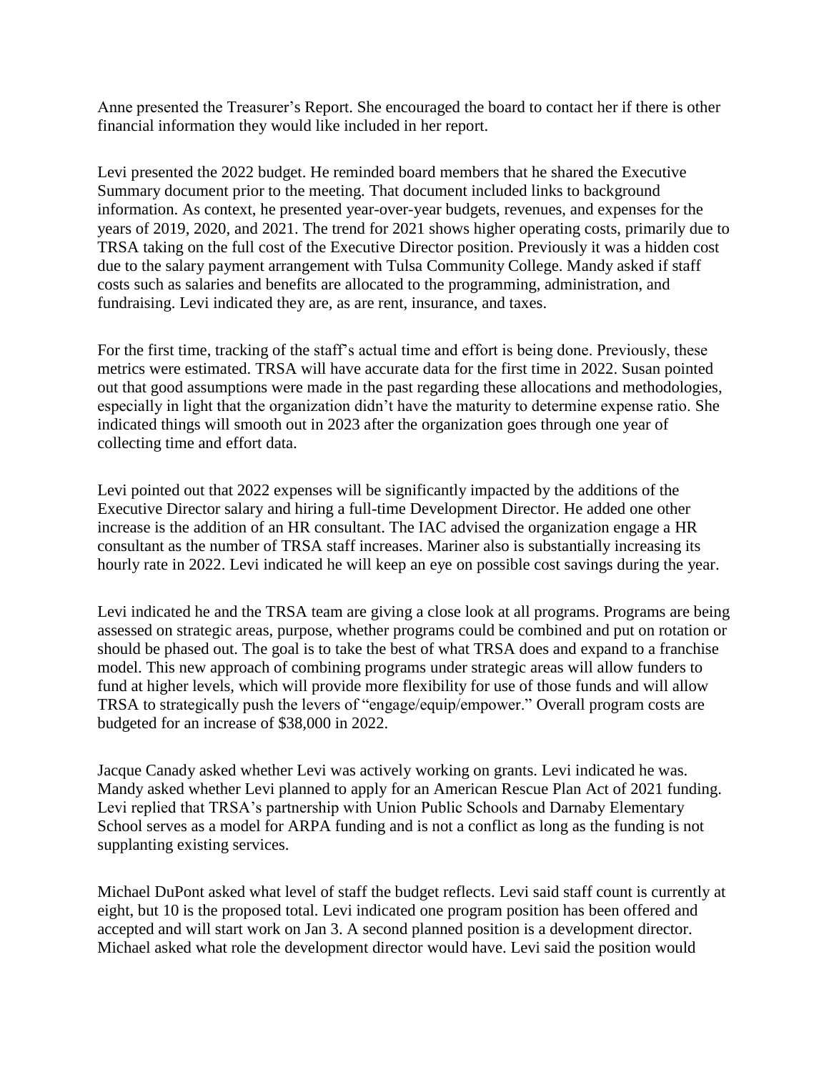Anne presented the Treasurer's Report. She encouraged the board to contact her if there is other financial information they would like included in her report.

Levi presented the 2022 budget. He reminded board members that he shared the Executive Summary document prior to the meeting. That document included links to background information. As context, he presented year-over-year budgets, revenues, and expenses for the years of 2019, 2020, and 2021. The trend for 2021 shows higher operating costs, primarily due to TRSA taking on the full cost of the Executive Director position. Previously it was a hidden cost due to the salary payment arrangement with Tulsa Community College. Mandy asked if staff costs such as salaries and benefits are allocated to the programming, administration, and fundraising. Levi indicated they are, as are rent, insurance, and taxes.

For the first time, tracking of the staff's actual time and effort is being done. Previously, these metrics were estimated. TRSA will have accurate data for the first time in 2022. Susan pointed out that good assumptions were made in the past regarding these allocations and methodologies, especially in light that the organization didn't have the maturity to determine expense ratio. She indicated things will smooth out in 2023 after the organization goes through one year of collecting time and effort data.

Levi pointed out that 2022 expenses will be significantly impacted by the additions of the Executive Director salary and hiring a full-time Development Director. He added one other increase is the addition of an HR consultant. The IAC advised the organization engage a HR consultant as the number of TRSA staff increases. Mariner also is substantially increasing its hourly rate in 2022. Levi indicated he will keep an eye on possible cost savings during the year.

Levi indicated he and the TRSA team are giving a close look at all programs. Programs are being assessed on strategic areas, purpose, whether programs could be combined and put on rotation or should be phased out. The goal is to take the best of what TRSA does and expand to a franchise model. This new approach of combining programs under strategic areas will allow funders to fund at higher levels, which will provide more flexibility for use of those funds and will allow TRSA to strategically push the levers of "engage/equip/empower." Overall program costs are budgeted for an increase of $38,000 in 2022.

Jacque Canady asked whether Levi was actively working on grants. Levi indicated he was. Mandy asked whether Levi planned to apply for an American Rescue Plan Act of 2021 funding. Levi replied that TRSA's partnership with Union Public Schools and Darnaby Elementary School serves as a model for ARPA funding and is not a conflict as long as the funding is not supplanting existing services.

Michael DuPont asked what level of staff the budget reflects. Levi said staff count is currently at eight, but 10 is the proposed total. Levi indicated one program position has been offered and accepted and will start work on Jan 3. A second planned position is a development director. Michael asked what role the development director would have. Levi said the position would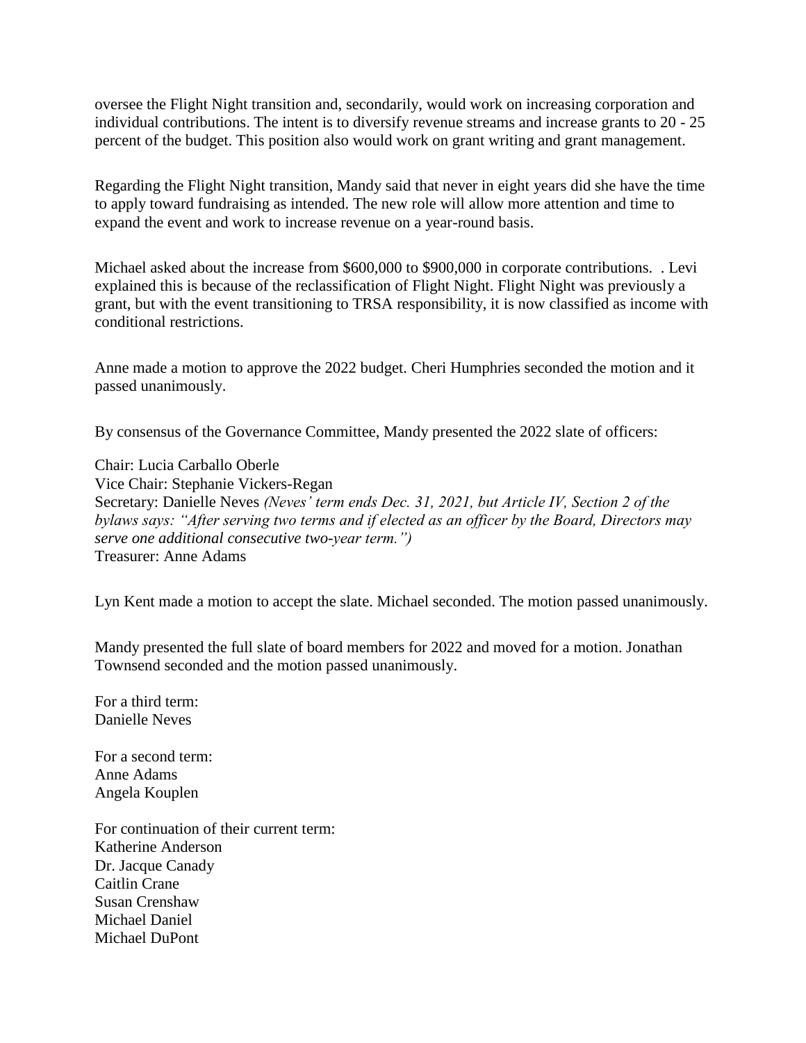oversee the Flight Night transition and, secondarily, would work on increasing corporation and individual contributions. The intent is to diversify revenue streams and increase grants to 20 - 25 percent of the budget. This position also would work on grant writing and grant management.

Regarding the Flight Night transition, Mandy said that never in eight years did she have the time to apply toward fundraising as intended. The new role will allow more attention and time to expand the event and work to increase revenue on a year-round basis.

Michael asked about the increase from $600,000 to $900,000 in corporate contributions.  . Levi explained this is because of the reclassification of Flight Night. Flight Night was previously a grant, but with the event transitioning to TRSA responsibility, it is now classified as income with conditional restrictions.

Anne made a motion to approve the 2022 budget. Cheri Humphries seconded the motion and it passed unanimously.

By consensus of the Governance Committee, Mandy presented the 2022 slate of officers:

Chair: Lucia Carballo Oberle
Vice Chair: Stephanie Vickers-Regan
Secretary: Danielle Neves *(Neves' term ends Dec. 31, 2021, but Article IV, Section 2 of the bylaws says: "After serving two terms and if elected as an officer by the Board, Directors may serve one additional consecutive two-year term.")*
Treasurer: Anne Adams

Lyn Kent made a motion to accept the slate. Michael seconded. The motion passed unanimously.

Mandy presented the full slate of board members for 2022 and moved for a motion. Jonathan Townsend seconded and the motion passed unanimously.

For a third term:
Danielle Neves

For a second term:
Anne Adams
Angela Kouplen

For continuation of their current term:
Katherine Anderson
Dr. Jacque Canady
Caitlin Crane
Susan Crenshaw
Michael Daniel
Michael DuPont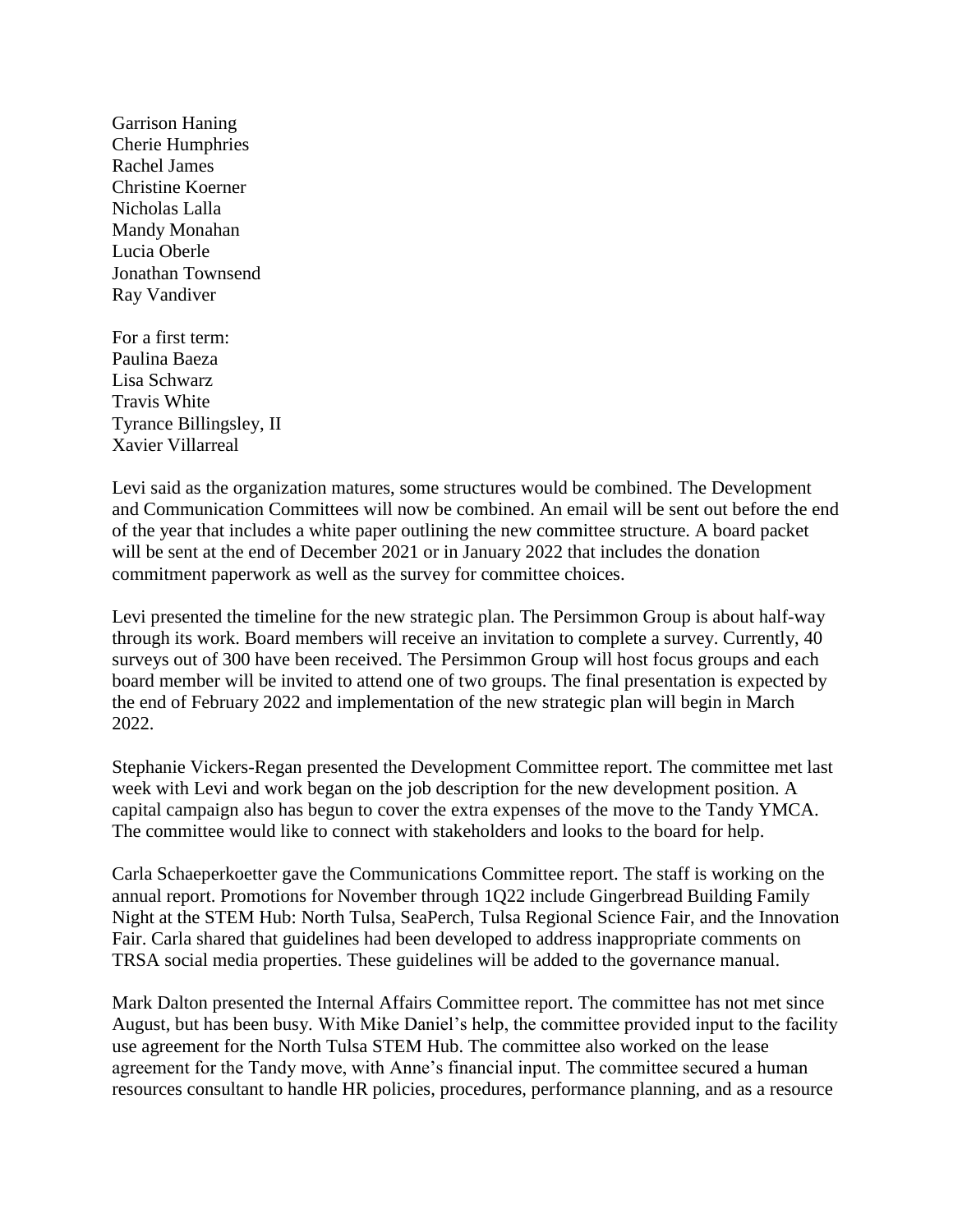Garrison Haning  
Cherie Humphries  
Rachel James  
Christine Koerner  
Nicholas Lalla  
Mandy Monahan  
Lucia Oberle  
Jonathan Townsend  
Ray Vandiver

For a first term:  
Paulina Baeza  
Lisa Schwarz  
Travis White  
Tyrance Billingsley, II  
Xavier Villarreal

Levi said as the organization matures, some structures would be combined. The Development and Communication Committees will now be combined. An email will be sent out before the end of the year that includes a white paper outlining the new committee structure. A board packet will be sent at the end of December 2021 or in January 2022 that includes the donation commitment paperwork as well as the survey for committee choices.

Levi presented the timeline for the new strategic plan. The Persimmon Group is about half-way through its work. Board members will receive an invitation to complete a survey. Currently, 40 surveys out of 300 have been received. The Persimmon Group will host focus groups and each board member will be invited to attend one of two groups. The final presentation is expected by the end of February 2022 and implementation of the new strategic plan will begin in March 2022.

Stephanie Vickers-Regan presented the Development Committee report. The committee met last week with Levi and work began on the job description for the new development position. A capital campaign also has begun to cover the extra expenses of the move to the Tandy YMCA. The committee would like to connect with stakeholders and looks to the board for help.

Carla Schaeperkoetter gave the Communications Committee report. The staff is working on the annual report. Promotions for November through 1Q22 include Gingerbread Building Family Night at the STEM Hub: North Tulsa, SeaPerch, Tulsa Regional Science Fair, and the Innovation Fair. Carla shared that guidelines had been developed to address inappropriate comments on TRSA social media properties. These guidelines will be added to the governance manual.

Mark Dalton presented the Internal Affairs Committee report. The committee has not met since August, but has been busy. With Mike Daniel's help, the committee provided input to the facility use agreement for the North Tulsa STEM Hub. The committee also worked on the lease agreement for the Tandy move, with Anne's financial input. The committee secured a human resources consultant to handle HR policies, procedures, performance planning, and as a resource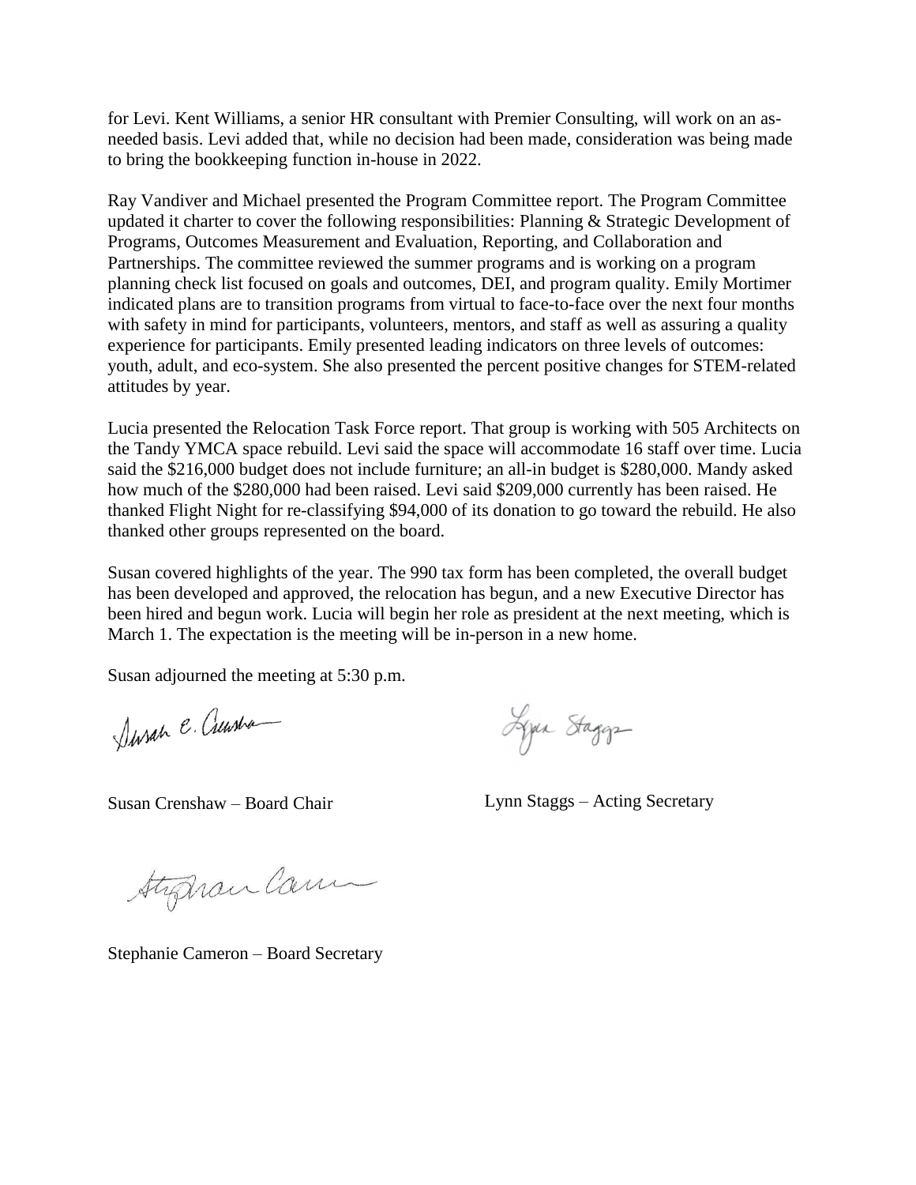for Levi. Kent Williams, a senior HR consultant with Premier Consulting, will work on an as-needed basis. Levi added that, while no decision had been made, consideration was being made to bring the bookkeeping function in-house in 2022.

Ray Vandiver and Michael presented the Program Committee report. The Program Committee updated it charter to cover the following responsibilities: Planning & Strategic Development of Programs, Outcomes Measurement and Evaluation, Reporting, and Collaboration and Partnerships. The committee reviewed the summer programs and is working on a program planning check list focused on goals and outcomes, DEI, and program quality. Emily Mortimer indicated plans are to transition programs from virtual to face-to-face over the next four months with safety in mind for participants, volunteers, mentors, and staff as well as assuring a quality experience for participants. Emily presented leading indicators on three levels of outcomes: youth, adult, and eco-system. She also presented the percent positive changes for STEM-related attitudes by year.

Lucia presented the Relocation Task Force report. That group is working with 505 Architects on the Tandy YMCA space rebuild. Levi said the space will accommodate 16 staff over time. Lucia said the $216,000 budget does not include furniture; an all-in budget is $280,000. Mandy asked how much of the $280,000 had been raised. Levi said $209,000 currently has been raised. He thanked Flight Night for re-classifying $94,000 of its donation to go toward the rebuild. He also thanked other groups represented on the board.

Susan covered highlights of the year. The 990 tax form has been completed, the overall budget has been developed and approved, the relocation has begun, and a new Executive Director has been hired and begun work. Lucia will begin her role as president at the next meeting, which is March 1. The expectation is the meeting will be in-person in a new home.

Susan adjourned the meeting at 5:30 p.m.

Susan E. Crenshaw

Susan Crenshaw – Board Chair

Lynn Staggs

Lynn Staggs – Acting Secretary

Stephanie Cameron

Stephanie Cameron – Board Secretary